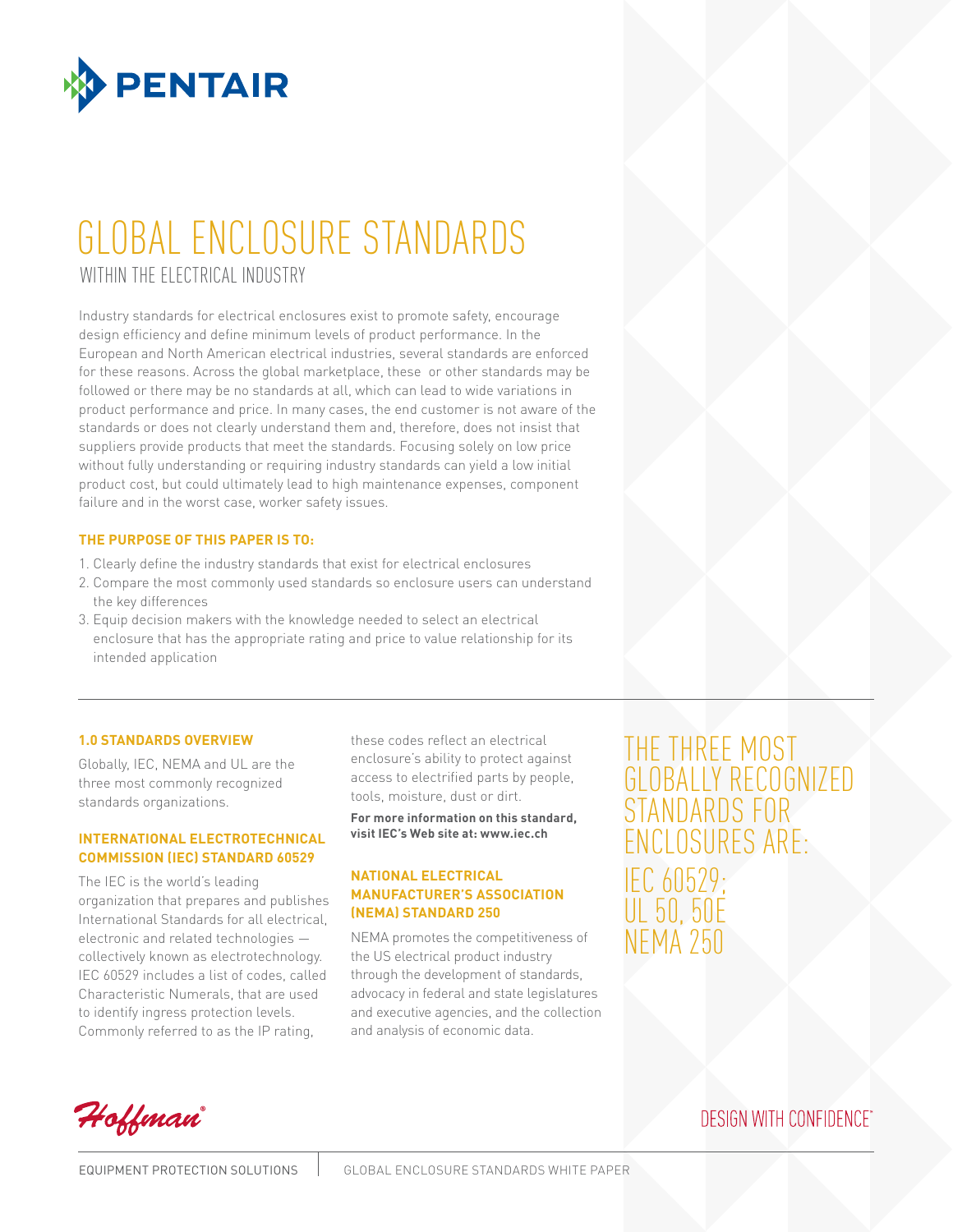# GLOBAL ENCLOSURE STANDARDS

## WITHIN THE ELECTRICAL INDUSTRY

Industry standards for electrical enclosures exist to promote safety, encourage design efficiency and define minimum levels of product performance. In the European and North American electrical industries, several standards are enforced for these reasons. Across the global marketplace, these or other standards may be followed or there may be no standards at all, which can lead to wide variations in product performance and price. In many cases, the end customer is not aware of the standards or does not clearly understand them and, therefore, does not insist that suppliers provide products that meet the standards. Focusing solely on low price without fully understanding or requiring industry standards can yield a low initial product cost, but could ultimately lead to high maintenance expenses, component failure and in the worst case, worker safety issues.

**THE PURPOSE OF THIS PAPER IS TO:**

1. Clearly define the industry standards that exist for electrical enclosures
2. Compare the most commonly used standards so enclosure users can understand the key differences
3. Equip decision makers with the knowledge needed to select an electrical enclosure that has the appropriate rating and price to value relationship for its intended application

### 1.0 STANDARDS OVERVIEW

Globally, IEC, NEMA and UL are the three most commonly recognized standards organizations.

#### INTERNATIONAL ELECTROTECHNICAL COMMISSION (IEC) STANDARD 60529

The IEC is the world's leading organization that prepares and publishes International Standards for all electrical, electronic and related technologies — collectively known as electrotechnology. IEC 60529 includes a list of codes, called Characteristic Numerals, that are used to identify ingress protection levels. Commonly referred to as the IP rating, these codes reflect an electrical enclosure's ability to protect against access to electrified parts by people, tools, moisture, dust or dirt.

**For more information on this standard, visit IEC's Web site at: www.iec.ch**

#### NATIONAL ELECTRICAL MANUFACTURER'S ASSOCIATION (NEMA) STANDARD 250

NEMA promotes the competitiveness of the US electrical product industry through the development of standards, advocacy in federal and state legislatures and executive agencies, and the collection and analysis of economic data.

THE THREE MOST GLOBALLY RECOGNIZED STANDARDS FOR ENCLOSURES ARE:
IEC 60529;
UL 50, 50E
NEMA 250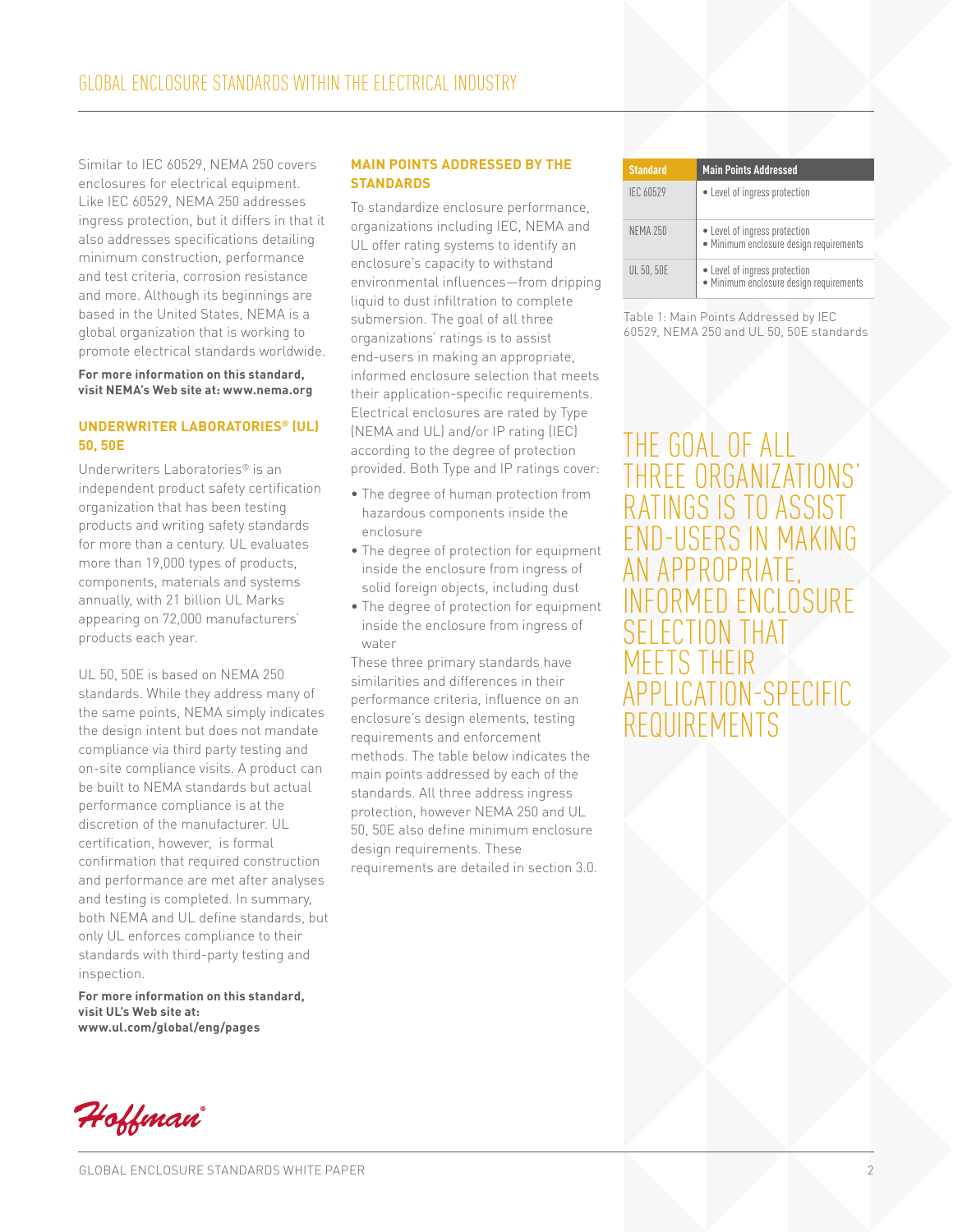Similar to IEC 60529, NEMA 250 covers enclosures for electrical equipment. Like IEC 60529, NEMA 250 addresses ingress protection, but it differs in that it also addresses specifications detailing minimum construction, performance and test criteria, corrosion resistance and more. Although its beginnings are based in the United States, NEMA is a global organization that is working to promote electrical standards worldwide.

**For more information on this standard, visit NEMA's Web site at: www.nema.org**

### UNDERWRITER LABORATORIES® (UL) 50, 50E

Underwriters Laboratories® is an independent product safety certification organization that has been testing products and writing safety standards for more than a century. UL evaluates more than 19,000 types of products, components, materials and systems annually, with 21 billion UL Marks appearing on 72,000 manufacturers' products each year.

UL 50, 50E is based on NEMA 250 standards. While they address many of the same points, NEMA simply indicates the design intent but does not mandate compliance via third party testing and on-site compliance visits. A product can be built to NEMA standards but actual performance compliance is at the discretion of the manufacturer. UL certification, however, is formal confirmation that required construction and performance are met after analyses and testing is completed. In summary, both NEMA and UL define standards, but only UL enforces compliance to their standards with third-party testing and inspection.

**For more information on this standard, visit UL's Web site at: www.ul.com/global/eng/pages**

### MAIN POINTS ADDRESSED BY THE STANDARDS

To standardize enclosure performance, organizations including IEC, NEMA and UL offer rating systems to identify an enclosure's capacity to withstand environmental influences—from dripping liquid to dust infiltration to complete submersion. The goal of all three organizations' ratings is to assist end-users in making an appropriate, informed enclosure selection that meets their application-specific requirements. Electrical enclosures are rated by Type (NEMA and UL) and/or IP rating (IEC) according to the degree of protection provided. Both Type and IP ratings cover:

- The degree of human protection from hazardous components inside the enclosure
- The degree of protection for equipment inside the enclosure from ingress of solid foreign objects, including dust
- The degree of protection for equipment inside the enclosure from ingress of water

These three primary standards have similarities and differences in their performance criteria, influence on an enclosure's design elements, testing requirements and enforcement methods. The table below indicates the main points addressed by each of the standards. All three address ingress protection, however NEMA 250 and UL 50, 50E also define minimum enclosure design requirements. These requirements are detailed in section 3.0.

| Standard | Main Points Addressed |
|---|---|
| IEC 60529 | • Level of ingress protection |
| NEMA 250 | • Level of ingress protection<br>• Minimum enclosure design requirements |
| UL 50, 50E | • Level of ingress protection<br>• Minimum enclosure design requirements |

Table 1: Main Points Addressed by IEC 60529, NEMA 250 and UL 50, 50E standards

THE GOAL OF ALL THREE ORGANIZATIONS' RATINGS IS TO ASSIST END-USERS IN MAKING AN APPROPRIATE, INFORMED ENCLOSURE SELECTION THAT MEETS THEIR APPLICATION-SPECIFIC REQUIREMENTS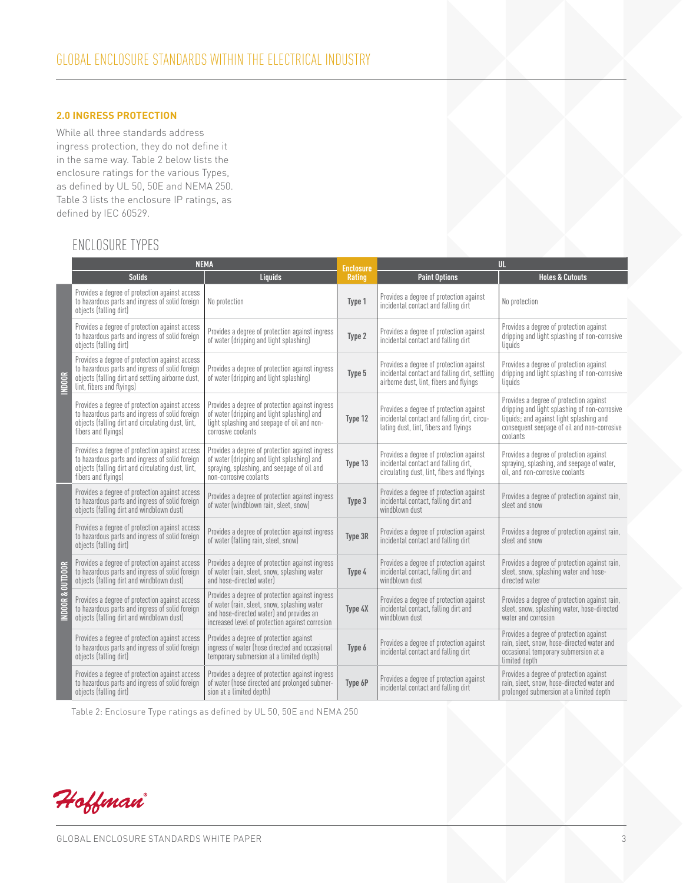## 2.0 INGRESS PROTECTION

While all three standards address ingress protection, they do not define it in the same way. Table 2 below lists the enclosure ratings for the various Types, as defined by UL 50, 50E and NEMA 250. Table 3 lists the enclosure IP ratings, as defined by IEC 60529.

### ENCLOSURE TYPES

| | NEMA | | Enclosure Rating | UL | |
|---|---|---|---|---|---|
| | **Solids** | **Liquids** | | **Paint Options** | **Holes & Cutouts** |
| INDOOR | Provides a degree of protection against access to hazardous parts and ingress of solid foreign objects (falling dirt) | No protection | Type 1 | Provides a degree of protection against incidental contact and falling dirt | No protection |
| INDOOR | Provides a degree of protection against access to hazardous parts and ingress of solid foreign objects (falling dirt) | Provides a degree of protection against ingress of water (dripping and light splashing) | Type 2 | Provides a degree of protection against incidental contact and falling dirt | Provides a degree of protection against dripping and light splashing of non-corrosive liquids |
| INDOOR | Provides a degree of protection against access to hazardous parts and ingress of solid foreign objects (falling dirt and settling airborne dust, lint, fibers and flyings) | Provides a degree of protection against ingress of water (dripping and light splashing) | Type 5 | Provides a degree of protection against incidental contact and falling dirt, settling airborne dust, lint, fibers and flyings | Provides a degree of protection against dripping and light splashing of non-corrosive liquids |
| INDOOR | Provides a degree of protection against access to hazardous parts and ingress of solid foreign objects (falling dirt and circulating dust, lint, fibers and flyings) | Provides a degree of protection against ingress of water (dripping and light splashing) and light splashing and seepage of oil and non-corrosive coolants | Type 12 | Provides a degree of protection against incidental contact and falling dirt, circulating dust, lint, fibers and flyings | Provides a degree of protection against dripping and light splashing of non-corrosive liquids; and against light splashing and consequent seepage of oil and non-corrosive coolants |
| INDOOR | Provides a degree of protection against access to hazardous parts and ingress of solid foreign objects (falling dirt and circulating dust, lint, fibers and flyings) | Provides a degree of protection against ingress of water (dripping and light splashing) and spraying, splashing, and seepage of oil and non-corrosive coolants | Type 13 | Provides a degree of protection against incidental contact and falling dirt, circulating dust, lint, fibers and flyings | Provides a degree of protection against spraying, splashing, and seepage of water, oil, and non-corrosive coolants |
| INDOOR & OUTDOOR | Provides a degree of protection against access to hazardous parts and ingress of solid foreign objects (falling dirt and windblown dust) | Provides a degree of protection against ingress of water (windblown rain, sleet, snow) | Type 3 | Provides a degree of protection against incidental contact, falling dirt and windblown dust | Provides a degree of protection against rain, sleet and snow |
| INDOOR & OUTDOOR | Provides a degree of protection against access to hazardous parts and ingress of solid foreign objects (falling dirt) | Provides a degree of protection against ingress of water (falling rain, sleet, snow) | Type 3R | Provides a degree of protection against incidental contact and falling dirt | Provides a degree of protection against rain, sleet and snow |
| INDOOR & OUTDOOR | Provides a degree of protection against access to hazardous parts and ingress of solid foreign objects (falling dirt and windblown dust) | Provides a degree of protection against ingress of water (rain, sleet, snow, splashing water and hose-directed water) | Type 4 | Provides a degree of protection against incidental contact, falling dirt and windblown dust | Provides a degree of protection against rain, sleet, snow, splashing water and hose-directed water |
| INDOOR & OUTDOOR | Provides a degree of protection against access to hazardous parts and ingress of solid foreign objects (falling dirt and windblown dust) | Provides a degree of protection against ingress of water (rain, sleet, snow, splashing water and hose-directed water) and provides an increased level of protection against corrosion | Type 4X | Provides a degree of protection against incidental contact, falling dirt and windblown dust | Provides a degree of protection against rain, sleet, snow, splashing water, hose-directed water and corrosion |
| INDOOR & OUTDOOR | Provides a degree of protection against access to hazardous parts and ingress of solid foreign objects (falling dirt) | Provides a degree of protection against ingress of water (hose directed and occasional temporary submersion at a limited depth) | Type 6 | Provides a degree of protection against incidental contact and falling dirt | Provides a degree of protection against rain, sleet, snow, hose-directed water and occasional temporary submersion at a limited depth |
| INDOOR & OUTDOOR | Provides a degree of protection against access to hazardous parts and ingress of solid foreign objects (falling dirt) | Provides a degree of protection against ingress of water (hose directed and prolonged submersion at a limited depth) | Type 6P | Provides a degree of protection against incidental contact and falling dirt | Provides a degree of protection against rain, sleet, snow, hose-directed water and prolonged submersion at a limited depth |

Table 2: Enclosure Type ratings as defined by UL 50, 50E and NEMA 250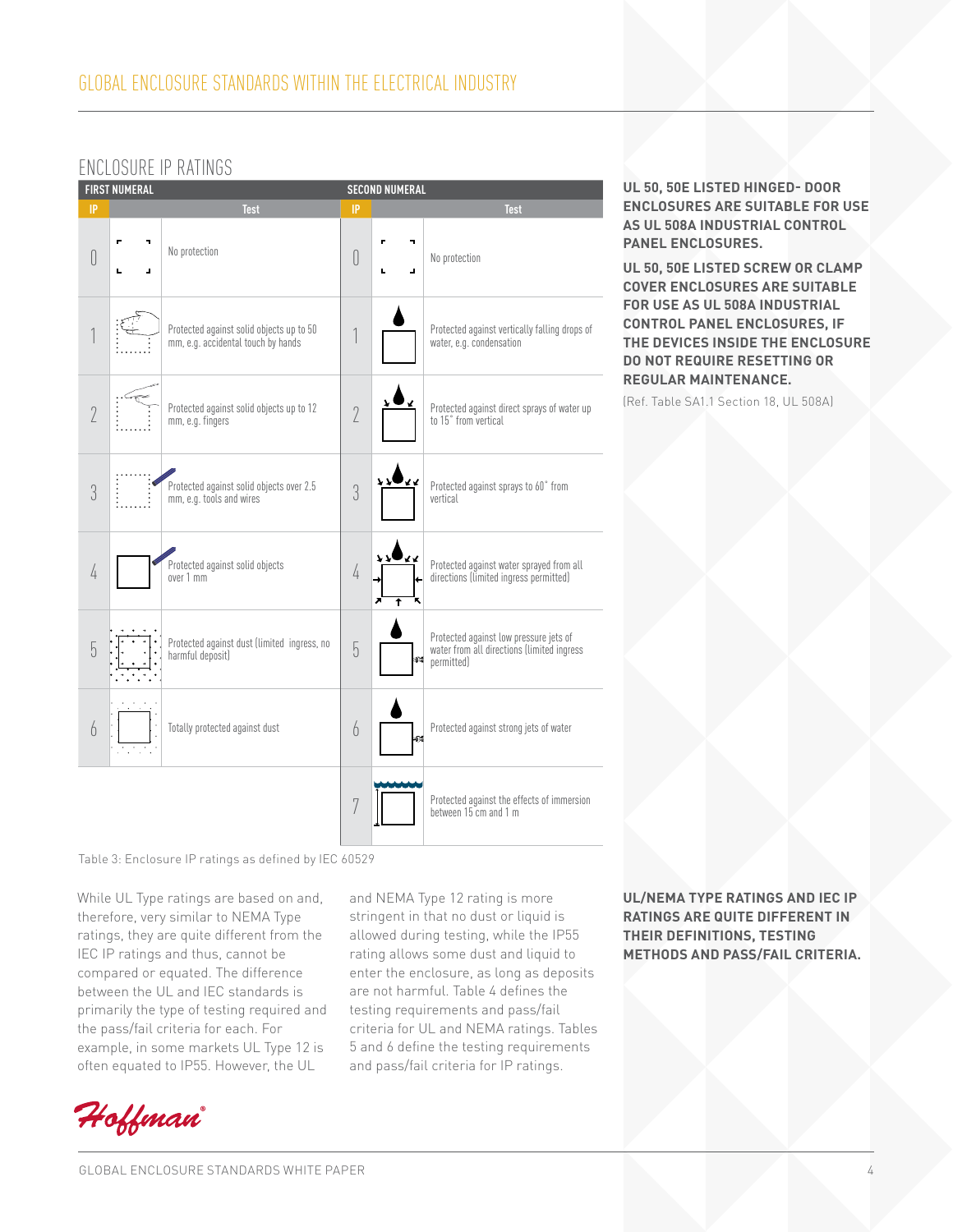## ENCLOSURE IP RATINGS

| FIRST NUMERAL | | SECOND NUMERAL | |
|---|---|---|---|
| **IP** | **Test** | **IP** | **Test** |
| 0 | No protection | 0 | No protection |
| 1 | Protected against solid objects up to 50 mm, e.g. accidental touch by hands | 1 | Protected against vertically falling drops of water, e.g. condensation |
| 2 | Protected against solid objects up to 12 mm, e.g. fingers | 2 | Protected against direct sprays of water up to 15° from vertical |
| 3 | Protected against solid objects over 2.5 mm, e.g. tools and wires | 3 | Protected against sprays to 60° from vertical |
| 4 | Protected against solid objects over 1 mm | 4 | Protected against water sprayed from all directions (limited ingress permitted) |
| 5 | Protected against dust (limited ingress, no harmful deposit) | 5 | Protected against low pressure jets of water from all directions (limited ingress permitted) |
| 6 | Totally protected against dust | 6 | Protected against strong jets of water |
| | | 7 | Protected against the effects of immersion between 15 cm and 1 m |

Table 3: Enclosure IP ratings as defined by IEC 60529

While UL Type ratings are based on and, therefore, very similar to NEMA Type ratings, they are quite different from the IEC IP ratings and thus, cannot be compared or equated. The difference between the UL and IEC standards is primarily the type of testing required and the pass/fail criteria for each. For example, in some markets UL Type 12 is often equated to IP55. However, the UL and NEMA Type 12 rating is more stringent in that no dust or liquid is allowed during testing, while the IP55 rating allows some dust and liquid to enter the enclosure, as long as deposits are not harmful. Table 4 defines the testing requirements and pass/fail criteria for UL and NEMA ratings. Tables 5 and 6 define the testing requirements and pass/fail criteria for IP ratings.

**UL 50, 50E LISTED HINGED- DOOR ENCLOSURES ARE SUITABLE FOR USE AS UL 508A INDUSTRIAL CONTROL PANEL ENCLOSURES.**

**UL 50, 50E LISTED SCREW OR CLAMP COVER ENCLOSURES ARE SUITABLE FOR USE AS UL 508A INDUSTRIAL CONTROL PANEL ENCLOSURES, IF THE DEVICES INSIDE THE ENCLOSURE DO NOT REQUIRE RESETTING OR REGULAR MAINTENANCE.**

(Ref. Table SA1.1 Section 18, UL 508A)

**UL/NEMA TYPE RATINGS AND IEC IP RATINGS ARE QUITE DIFFERENT IN THEIR DEFINITIONS, TESTING METHODS AND PASS/FAIL CRITERIA.**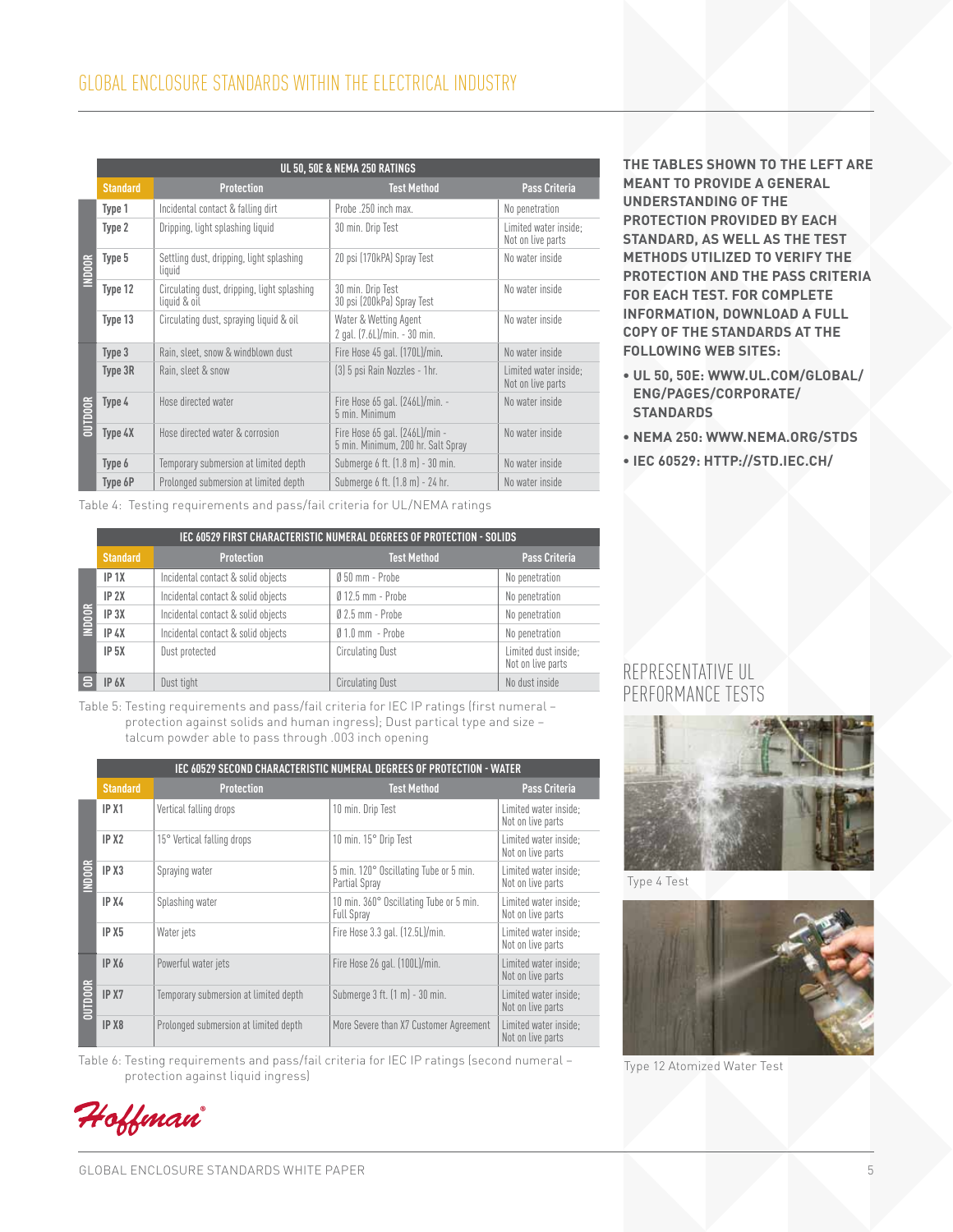## GLOBAL ENCLOSURE STANDARDS WITHIN THE ELECTRICAL INDUSTRY

| UL 50, 50E & NEMA 250 RATINGS | | | | |
|---|---|---|---|---|
| | Standard | Protection | Test Method | Pass Criteria |
| INDOOR | Type 1 | Incidental contact & falling dirt | Probe .250 inch max. | No penetration |
| INDOOR | Type 2 | Dripping, light splashing liquid | 30 min. Drip Test | Limited water inside; Not on live parts |
| INDOOR | Type 5 | Settling dust, dripping, light splashing liquid | 20 psi (170kPA) Spray Test | No water inside |
| INDOOR | Type 12 | Circulating dust, dripping, light splashing liquid & oil | 30 min. Drip Test 30 psi (200kPa) Spray Test | No water inside |
| INDOOR | Type 13 | Circulating dust, spraying liquid & oil | Water & Wetting Agent 2 gal. (7.6L)/min. - 30 min. | No water inside |
| OUTDOOR | Type 3 | Rain, sleet, snow & windblown dust | Fire Hose 45 gal. (170L)/min. | No water inside |
| OUTDOOR | Type 3R | Rain, sleet & snow | (3) 5 psi Rain Nozzles - 1hr. | Limited water inside; Not on live parts |
| OUTDOOR | Type 4 | Hose directed water | Fire Hose 65 gal. (246L)/min. - 5 min. Minimum | No water inside |
| OUTDOOR | Type 4X | Hose directed water & corrosion | Fire Hose 65 gal. (246L)/min - 5 min. Minimum, 200 hr. Salt Spray | No water inside |
| OUTDOOR | Type 6 | Temporary submersion at limited depth | Submerge 6 ft. (1.8 m) - 30 min. | No water inside |
| OUTDOOR | Type 6P | Prolonged submersion at limited depth | Submerge 6 ft. (1.8 m) - 24 hr. | No water inside |

Table 4: Testing requirements and pass/fail criteria for UL/NEMA ratings

| IEC 60529 FIRST CHARACTERISTIC NUMERAL DEGREES OF PROTECTION - SOLIDS | | | | |
|---|---|---|---|---|
| | Standard | Protection | Test Method | Pass Criteria |
| INDOOR | IP 1X | Incidental contact & solid objects | Ø 50 mm - Probe | No penetration |
| INDOOR | IP 2X | Incidental contact & solid objects | Ø 12.5 mm - Probe | No penetration |
| INDOOR | IP 3X | Incidental contact & solid objects | Ø 2.5 mm - Probe | No penetration |
| INDOOR | IP 4X | Incidental contact & solid objects | Ø 1.0 mm - Probe | No penetration |
| INDOOR | IP 5X | Dust protected | Circulating Dust | Limited dust inside; Not on live parts |
| OD | IP 6X | Dust tight | Circulating Dust | No dust inside |

Table 5: Testing requirements and pass/fail criteria for IEC IP ratings (first numeral – protection against solids and human ingress); Dust partical type and size – talcum powder able to pass through .003 inch opening

| IEC 60529 SECOND CHARACTERISTIC NUMERAL DEGREES OF PROTECTION - WATER | | | | |
|---|---|---|---|---|
| | Standard | Protection | Test Method | Pass Criteria |
| INDOOR | IP X1 | Vertical falling drops | 10 min. Drip Test | Limited water inside; Not on live parts |
| INDOOR | IP X2 | 15° Vertical falling drops | 10 min. 15° Drip Test | Limited water inside; Not on live parts |
| INDOOR | IP X3 | Spraying water | 5 min. 120° Oscillating Tube or 5 min. Partial Spray | Limited water inside; Not on live parts |
| INDOOR | IP X4 | Splashing water | 10 min. 360° Oscillating Tube or 5 min. Full Spray | Limited water inside; Not on live parts |
| INDOOR | IP X5 | Water jets | Fire Hose 3.3 gal. (12.5L)/min. | Limited water inside; Not on live parts |
| OUTDOOR | IP X6 | Powerful water jets | Fire Hose 26 gal. (100L)/min. | Limited water inside; Not on live parts |
| OUTDOOR | IP X7 | Temporary submersion at limited depth | Submerge 3 ft. (1 m) - 30 min. | Limited water inside; Not on live parts |
| OUTDOOR | IP X8 | Prolonged submersion at limited depth | More Severe than X7 Customer Agreement | Limited water inside; Not on live parts |

Table 6: Testing requirements and pass/fail criteria for IEC IP ratings (second numeral – protection against liquid ingress)

**THE TABLES SHOWN TO THE LEFT ARE MEANT TO PROVIDE A GENERAL UNDERSTANDING OF THE PROTECTION PROVIDED BY EACH STANDARD, AS WELL AS THE TEST METHODS UTILIZED TO VERIFY THE PROTECTION AND THE PASS CRITERIA FOR EACH TEST. FOR COMPLETE INFORMATION, DOWNLOAD A FULL COPY OF THE STANDARDS AT THE FOLLOWING WEB SITES:**

- **UL 50, 50E: WWW.UL.COM/GLOBAL/ENG/PAGES/CORPORATE/STANDARDS**
- **NEMA 250: WWW.NEMA.ORG/STDS**
- **IEC 60529: HTTP://STD.IEC.CH/**

## REPRESENTATIVE UL PERFORMANCE TESTS

Type 4 Test

Type 12 Atomized Water Test

Hoffman®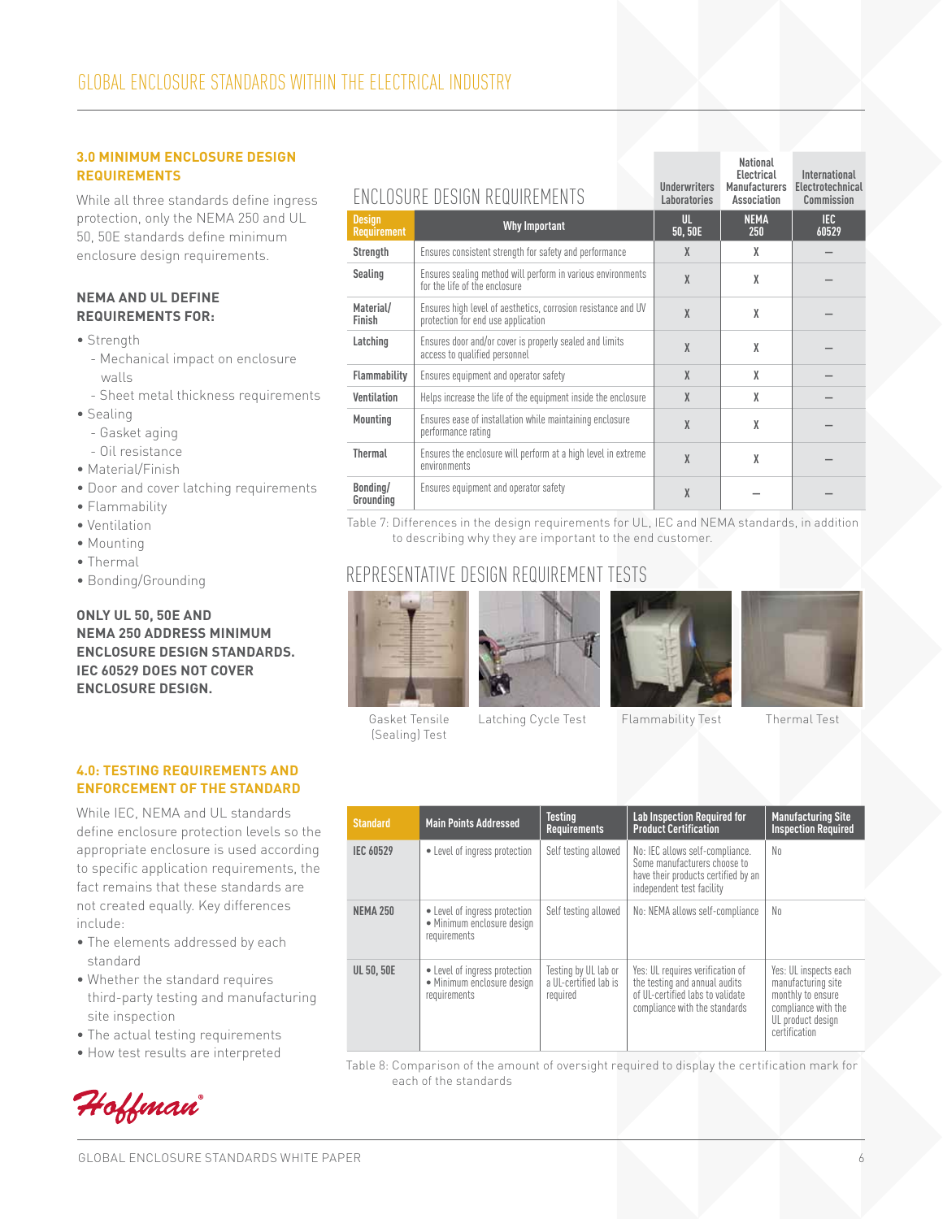## 3.0 MINIMUM ENCLOSURE DESIGN REQUIREMENTS

While all three standards define ingress protection, only the NEMA 250 and UL 50, 50E standards define minimum enclosure design requirements.

### NEMA AND UL DEFINE REQUIREMENTS FOR:

- Strength
  - Mechanical impact on enclosure walls
  - Sheet metal thickness requirements
- Sealing
  - Gasket aging
  - Oil resistance
- Material/Finish
- Door and cover latching requirements
- Flammability
- Ventilation
- Mounting
- Thermal
- Bonding/Grounding

**ONLY UL 50, 50E AND NEMA 250 ADDRESS MINIMUM ENCLOSURE DESIGN STANDARDS. IEC 60529 DOES NOT COVER ENCLOSURE DESIGN.**

### ENCLOSURE DESIGN REQUIREMENTS

| | | Underwriters Laboratories | National Electrical Manufacturers Association | International Electrotechnical Commission |
|---|---|---|---|---|
| **Design Requirement** | **Why Important** | **UL 50, 50E** | **NEMA 250** | **IEC 60529** |
| **Strength** | Ensures consistent strength for safety and performance | X | X | – |
| **Sealing** | Ensures sealing method will perform in various environments for the life of the enclosure | X | X | – |
| **Material/ Finish** | Ensures high level of aesthetics, corrosion resistance and UV protection for end use application | X | X | – |
| **Latching** | Ensures door and/or cover is properly sealed and limits access to qualified personnel | X | X | – |
| **Flammability** | Ensures equipment and operator safety | X | X | – |
| **Ventilation** | Helps increase the life of the equipment inside the enclosure | X | X | – |
| **Mounting** | Ensures ease of installation while maintaining enclosure performance rating | X | X | – |
| **Thermal** | Ensures the enclosure will perform at a high level in extreme environments | X | X | – |
| **Bonding/ Grounding** | Ensures equipment and operator safety | X | – | – |

Table 7: Differences in the design requirements for UL, IEC and NEMA standards, in addition to describing why they are important to the end customer.

### REPRESENTATIVE DESIGN REQUIREMENT TESTS

Gasket Tensile (Sealing) Test

Latching Cycle Test

Flammability Test

Thermal Test

## 4.0: TESTING REQUIREMENTS AND ENFORCEMENT OF THE STANDARD

While IEC, NEMA and UL standards define enclosure protection levels so the appropriate enclosure is used according to specific application requirements, the fact remains that these standards are not created equally. Key differences include:

- The elements addressed by each standard
- Whether the standard requires third-party testing and manufacturing site inspection
- The actual testing requirements
- How test results are interpreted

| Standard | Main Points Addressed | Testing Requirements | Lab Inspection Required for Product Certification | Manufacturing Site Inspection Required |
|---|---|---|---|---|
| **IEC 60529** | • Level of ingress protection | Self testing allowed | No: IEC allows self-compliance. Some manufacturers choose to have their products certified by an independent test facility | No |
| **NEMA 250** | • Level of ingress protection<br>• Minimum enclosure design requirements | Self testing allowed | No: NEMA allows self-compliance | No |
| **UL 50, 50E** | • Level of ingress protection<br>• Minimum enclosure design requirements | Testing by UL lab or a UL-certified lab is required | Yes: UL requires verification of the testing and annual audits of UL-certified labs to validate compliance with the standards | Yes: UL inspects each manufacturing site monthly to ensure compliance with the UL product design certification |

Table 8: Comparison of the amount of oversight required to display the certification mark for each of the standards

Hoffman®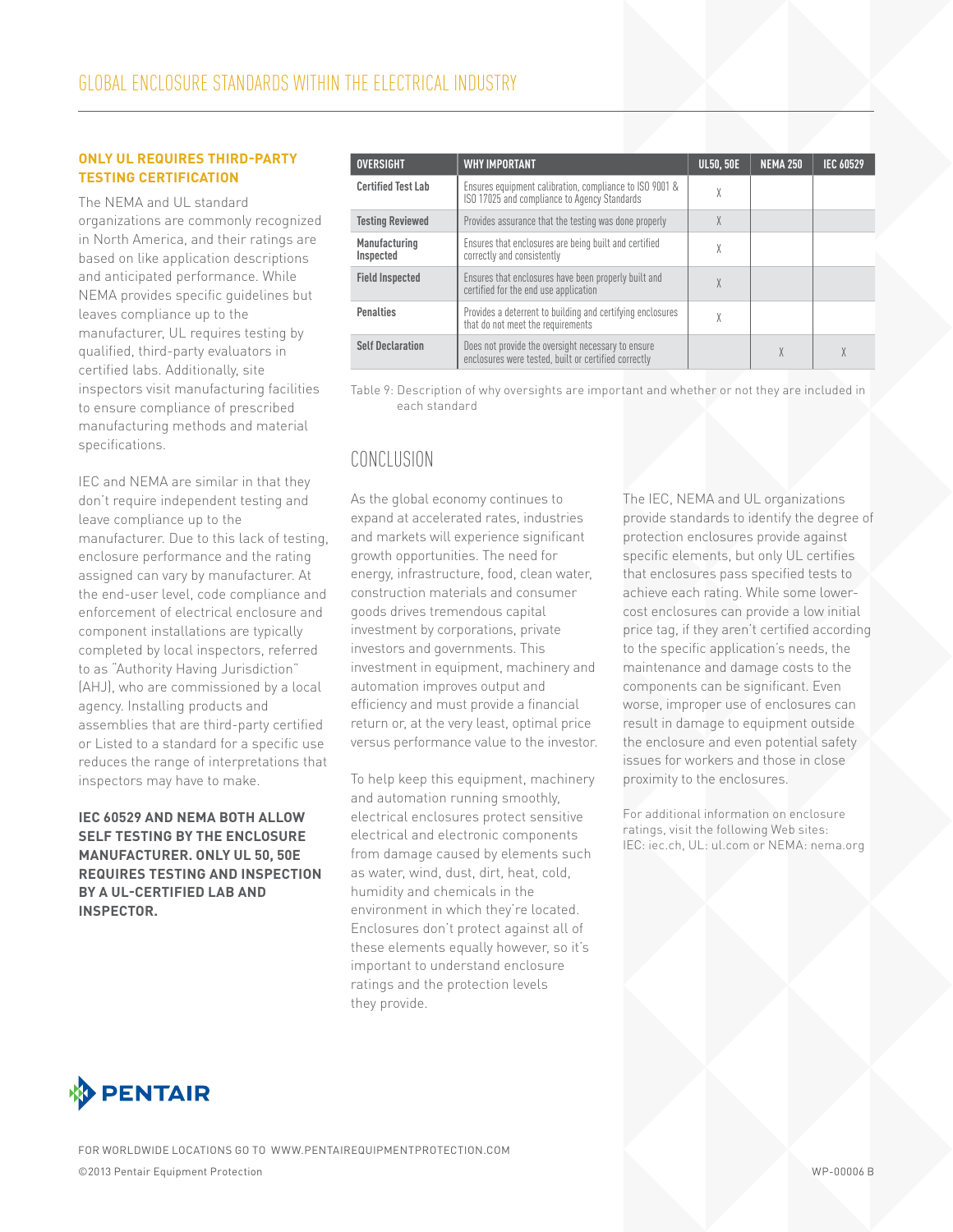**ONLY UL REQUIRES THIRD-PARTY TESTING CERTIFICATION**

The NEMA and UL standard organizations are commonly recognized in North America, and their ratings are based on like application descriptions and anticipated performance. While NEMA provides specific guidelines but leaves compliance up to the manufacturer, UL requires testing by qualified, third-party evaluators in certified labs. Additionally, site inspectors visit manufacturing facilities to ensure compliance of prescribed manufacturing methods and material specifications.

IEC and NEMA are similar in that they don't require independent testing and leave compliance up to the manufacturer. Due to this lack of testing, enclosure performance and the rating assigned can vary by manufacturer. At the end-user level, code compliance and enforcement of electrical enclosure and component installations are typically completed by local inspectors, referred to as "Authority Having Jurisdiction" (AHJ), who are commissioned by a local agency. Installing products and assemblies that are third-party certified or Listed to a standard for a specific use reduces the range of interpretations that inspectors may have to make.

**IEC 60529 AND NEMA BOTH ALLOW SELF TESTING BY THE ENCLOSURE MANUFACTURER. ONLY UL 50, 50E REQUIRES TESTING AND INSPECTION BY A UL-CERTIFIED LAB AND INSPECTOR.**

| OVERSIGHT | WHY IMPORTANT | UL50, 50E | NEMA 250 | IEC 60529 |
|---|---|---|---|---|
| Certified Test Lab | Ensures equipment calibration, compliance to ISO 9001 & ISO 17025 and compliance to Agency Standards | X | | |
| Testing Reviewed | Provides assurance that the testing was done properly | X | | |
| Manufacturing Inspected | Ensures that enclosures are being built and certified correctly and consistently | X | | |
| Field Inspected | Ensures that enclosures have been properly built and certified for the end use application | X | | |
| Penalties | Provides a deterrent to building and certifying enclosures that do not meet the requirements | X | | |
| Self Declaration | Does not provide the oversight necessary to ensure enclosures were tested, built or certified correctly | | X | X |

Table 9: Description of why oversights are important and whether or not they are included in each standard

## CONCLUSION

As the global economy continues to expand at accelerated rates, industries and markets will experience significant growth opportunities. The need for energy, infrastructure, food, clean water, construction materials and consumer goods drives tremendous capital investment by corporations, private investors and governments. This investment in equipment, machinery and automation improves output and efficiency and must provide a financial return or, at the very least, optimal price versus performance value to the investor.

To help keep this equipment, machinery and automation running smoothly, electrical enclosures protect sensitive electrical and electronic components from damage caused by elements such as water, wind, dust, dirt, heat, cold, humidity and chemicals in the environment in which they're located. Enclosures don't protect against all of these elements equally however, so it's important to understand enclosure ratings and the protection levels they provide.

The IEC, NEMA and UL organizations provide standards to identify the degree of protection enclosures provide against specific elements, but only UL certifies that enclosures pass specified tests to achieve each rating. While some lower-cost enclosures can provide a low initial price tag, if they aren't certified according to the specific application's needs, the maintenance and damage costs to the components can be significant. Even worse, improper use of enclosures can result in damage to equipment outside the enclosure and even potential safety issues for workers and those in close proximity to the enclosures.

For additional information on enclosure ratings, visit the following Web sites:
IEC: iec.ch, UL: ul.com or NEMA: nema.org

PENTAIR

FOR WORLDWIDE LOCATIONS GO TO WWW.PENTAIREQUIPMENTPROTECTION.COM

©2013 Pentair Equipment Protection

WP-00006 B